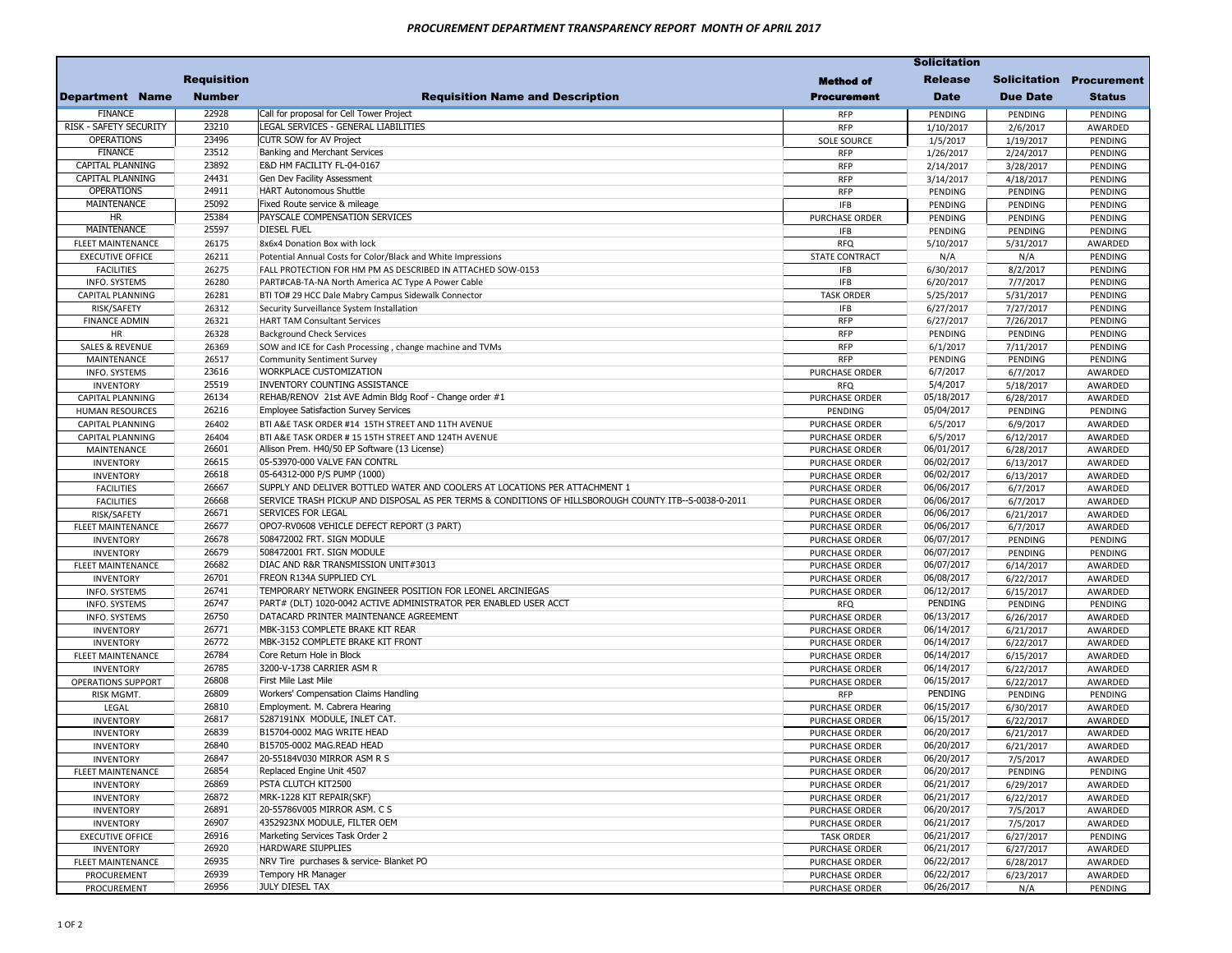# PROCUREMENT DEPARTMENT TRANSPARENCY REPORT MONTH OF APRIL 2017

| Department Name | Requisition Number | Requisition Name and Description | Method of Procurement | Solicitation Release Date | Solicitation Due Date | Procurement Status |
|---|---|---|---|---|---|---|
| FINANCE | 22928 | Call for proposal for Cell Tower Project | RFP | PENDING | PENDING | PENDING |
| RISK - SAFETY SECURITY | 23210 | LEGAL SERVICES - GENERAL LIABILITIES | RFP | 1/10/2017 | 2/6/2017 | AWARDED |
| OPERATIONS | 23496 | CUTR SOW for AV Project | SOLE SOURCE | 1/5/2017 | 1/19/2017 | PENDING |
| FINANCE | 23512 | Banking and Merchant Services | RFP | 1/26/2017 | 2/24/2017 | PENDING |
| CAPITAL PLANNING | 23892 | E&D HM FACILITY FL-04-0167 | RFP | 2/14/2017 | 3/28/2017 | PENDING |
| CAPITAL PLANNING | 24431 | Gen Dev Facility Assessment | RFP | 3/14/2017 | 4/18/2017 | PENDING |
| OPERATIONS | 24911 | HART Autonomous Shuttle | RFP | PENDING | PENDING | PENDING |
| MAINTENANCE | 25092 | Fixed Route service & mileage | IFB | PENDING | PENDING | PENDING |
| HR | 25384 | PAYSCALE COMPENSATION SERVICES | PURCHASE ORDER | PENDING | PENDING | PENDING |
| MAINTENANCE | 25597 | DIESEL FUEL | IFB | PENDING | PENDING | PENDING |
| FLEET MAINTENANCE | 26175 | 8x6x4 Donation Box with lock | RFQ | 5/10/2017 | 5/31/2017 | AWARDED |
| EXECUTIVE OFFICE | 26211 | Potential Annual Costs for Color/Black and White Impressions | STATE CONTRACT | N/A | N/A | PENDING |
| FACILITIES | 26275 | FALL PROTECTION FOR HM PM AS DESCRIBED IN ATTACHED SOW-0153 | IFB | 6/30/2017 | 8/2/2017 | PENDING |
| INFO. SYSTEMS | 26280 | PART#CAB-TA-NA North America AC Type A Power Cable | IFB | 6/20/2017 | 7/7/2017 | PENDING |
| CAPITAL PLANNING | 26281 | BTI TO# 29 HCC Dale Mabry Campus Sidewalk Connector | TASK ORDER | 5/25/2017 | 5/31/2017 | PENDING |
| RISK/SAFETY | 26312 | Security Surveillance System Installation | IFB | 6/27/2017 | 7/27/2017 | PENDING |
| FINANCE ADMIN | 26321 | HART TAM Consultant Services | RFP | 6/27/2017 | 7/26/2017 | PENDING |
| HR | 26328 | Background Check Services | RFP | PENDING | PENDING | PENDING |
| SALES & REVENUE | 26369 | SOW and ICE for Cash Processing , change machine and TVMs | RFP | 6/1/2017 | 7/11/2017 | PENDING |
| MAINTENANCE | 26517 | Community Sentiment Survey | RFP | PENDING | PENDING | PENDING |
| INFO. SYSTEMS | 23616 | WORKPLACE CUSTOMIZATION | PURCHASE ORDER | 6/7/2017 | 6/7/2017 | AWARDED |
| INVENTORY | 25519 | INVENTORY COUNTING ASSISTANCE | RFQ | 5/4/2017 | 5/18/2017 | AWARDED |
| CAPITAL PLANNING | 26134 | REHAB/RENOV 21st AVE Admin Bldg Roof - Change order #1 | PURCHASE ORDER | 05/18/2017 | 6/28/2017 | AWARDED |
| HUMAN RESOURCES | 26216 | Employee Satisfaction Survey Services | PENDING | 05/04/2017 | PENDING | PENDING |
| CAPITAL PLANNING | 26402 | BTI A&E TASK ORDER #14 15TH STREET AND 11TH AVENUE | PURCHASE ORDER | 6/5/2017 | 6/9/2017 | AWARDED |
| CAPITAL PLANNING | 26404 | BTI A&E TASK ORDER # 15 15TH STREET AND 124TH AVENUE | PURCHASE ORDER | 6/5/2017 | 6/12/2017 | AWARDED |
| MAINTENANCE | 26601 | Allison Prem. H40/50 EP Software (13 License) | PURCHASE ORDER | 06/01/2017 | 6/28/2017 | AWARDED |
| INVENTORY | 26615 | 05-53970-000 VALVE FAN CONTRL | PURCHASE ORDER | 06/02/2017 | 6/13/2017 | AWARDED |
| INVENTORY | 26618 | 05-64312-000 P/S PUMP (1000) | PURCHASE ORDER | 06/02/2017 | 6/13/2017 | AWARDED |
| FACILITIES | 26667 | SUPPLY AND DELIVER BOTTLED WATER AND COOLERS AT LOCATIONS PER ATTACHMENT 1 | PURCHASE ORDER | 06/06/2017 | 6/7/2017 | AWARDED |
| FACILITIES | 26668 | SERVICE TRASH PICKUP AND DISPOSAL AS PER TERMS & CONDITIONS OF HILLSBOROUGH COUNTY ITB--S-0038-0-2011 | PURCHASE ORDER | 06/06/2017 | 6/7/2017 | AWARDED |
| RISK/SAFETY | 26671 | SERVICES FOR LEGAL | PURCHASE ORDER | 06/06/2017 | 6/21/2017 | AWARDED |
| FLEET MAINTENANCE | 26677 | OPO7-RV0608 VEHICLE DEFECT REPORT (3 PART) | PURCHASE ORDER | 06/06/2017 | 6/7/2017 | AWARDED |
| INVENTORY | 26678 | 508472002 FRT. SIGN MODULE | PURCHASE ORDER | 06/07/2017 | PENDING | PENDING |
| INVENTORY | 26679 | 508472001 FRT. SIGN MODULE | PURCHASE ORDER | 06/07/2017 | PENDING | PENDING |
| FLEET MAINTENANCE | 26682 | DIAC AND R&R TRANSMISSION UNIT#3013 | PURCHASE ORDER | 06/07/2017 | 6/14/2017 | AWARDED |
| INVENTORY | 26701 | FREON R134A SUPPLIED CYL | PURCHASE ORDER | 06/08/2017 | 6/22/2017 | AWARDED |
| INFO. SYSTEMS | 26741 | TEMPORARY NETWORK ENGINEER POSITION FOR LEONEL ARCINIEGAS | PURCHASE ORDER | 06/12/2017 | 6/15/2017 | AWARDED |
| INFO. SYSTEMS | 26747 | PART# (DLT) 1020-0042 ACTIVE ADMINISTRATOR PER ENABLED USER ACCT | RFQ | PENDING | PENDING | PENDING |
| INFO. SYSTEMS | 26750 | DATACARD PRINTER MAINTENANCE AGREEMENT | PURCHASE ORDER | 06/13/2017 | 6/26/2017 | AWARDED |
| INVENTORY | 26771 | MBK-3153 COMPLETE BRAKE KIT REAR | PURCHASE ORDER | 06/14/2017 | 6/21/2017 | AWARDED |
| INVENTORY | 26772 | MBK-3152 COMPLETE BRAKE KIT FRONT | PURCHASE ORDER | 06/14/2017 | 6/22/2017 | AWARDED |
| FLEET MAINTENANCE | 26784 | Core Return Hole in Block | PURCHASE ORDER | 06/14/2017 | 6/15/2017 | AWARDED |
| INVENTORY | 26785 | 3200-V-1738 CARRIER ASM R | PURCHASE ORDER | 06/14/2017 | 6/22/2017 | AWARDED |
| OPERATIONS SUPPORT | 26808 | First Mile Last Mile | PURCHASE ORDER | 06/15/2017 | 6/22/2017 | AWARDED |
| RISK MGMT. | 26809 | Workers' Compensation Claims Handling | RFP | PENDING | PENDING | PENDING |
| LEGAL | 26810 | Employment. M. Cabrera Hearing | PURCHASE ORDER | 06/15/2017 | 6/30/2017 | AWARDED |
| INVENTORY | 26817 | 5287191NX MODULE, INLET CAT. | PURCHASE ORDER | 06/15/2017 | 6/22/2017 | AWARDED |
| INVENTORY | 26839 | B15704-0002 MAG WRITE HEAD | PURCHASE ORDER | 06/20/2017 | 6/21/2017 | AWARDED |
| INVENTORY | 26840 | B15705-0002 MAG.READ HEAD | PURCHASE ORDER | 06/20/2017 | 6/21/2017 | AWARDED |
| INVENTORY | 26847 | 20-55184V030 MIRROR ASM R S | PURCHASE ORDER | 06/20/2017 | 7/5/2017 | AWARDED |
| FLEET MAINTENANCE | 26854 | Replaced Engine Unit 4507 | PURCHASE ORDER | 06/20/2017 | PENDING | PENDING |
| INVENTORY | 26869 | PSTA CLUTCH KIT2500 | PURCHASE ORDER | 06/21/2017 | 6/29/2017 | AWARDED |
| INVENTORY | 26872 | MRK-1228 KIT REPAIR(SKF) | PURCHASE ORDER | 06/21/2017 | 6/22/2017 | AWARDED |
| INVENTORY | 26891 | 20-55786V005 MIRROR ASM. C S | PURCHASE ORDER | 06/20/2017 | 7/5/2017 | AWARDED |
| INVENTORY | 26907 | 4352923NX MODULE, FILTER OEM | PURCHASE ORDER | 06/21/2017 | 7/5/2017 | AWARDED |
| EXECUTIVE OFFICE | 26916 | Marketing Services Task Order 2 | TASK ORDER | 06/21/2017 | 6/27/2017 | PENDING |
| INVENTORY | 26920 | HARDWARE SIUPPLIES | PURCHASE ORDER | 06/21/2017 | 6/27/2017 | AWARDED |
| FLEET MAINTENANCE | 26935 | NRV Tire purchases & service- Blanket PO | PURCHASE ORDER | 06/22/2017 | 6/28/2017 | AWARDED |
| PROCUREMENT | 26939 | Tempory HR Manager | PURCHASE ORDER | 06/22/2017 | 6/23/2017 | AWARDED |
| PROCUREMENT | 26956 | JULY DIESEL TAX | PURCHASE ORDER | 06/26/2017 | N/A | PENDING |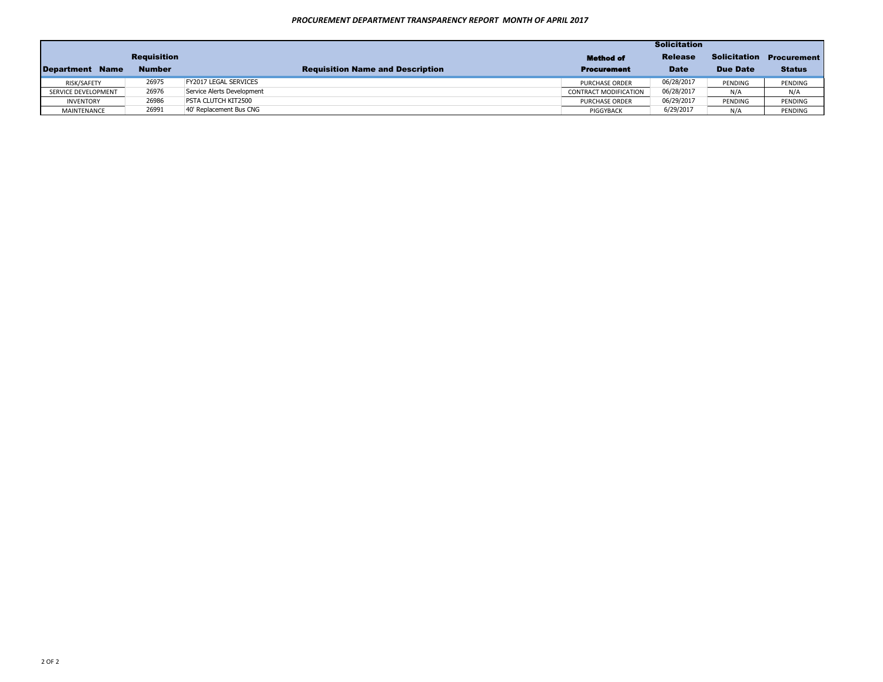*PROCUREMENT DEPARTMENT TRANSPARENCY REPORT MONTH OF APRIL 2017*

| Department Name | Requisition Number | Requisition Name and Description | Method of Procurement | Solicitation Release Date | Solicitation Due Date | Procurement Status |
|---|---|---|---|---|---|---|
| RISK/SAFETY | 26975 | FY2017 LEGAL SERVICES | PURCHASE ORDER | 06/28/2017 | PENDING | PENDING |
| SERVICE DEVELOPMENT | 26976 | Service Alerts Development | CONTRACT MODIFICATION | 06/28/2017 | N/A | N/A |
| INVENTORY | 26986 | PSTA CLUTCH KIT2500 | PURCHASE ORDER | 06/29/2017 | PENDING | PENDING |
| MAINTENANCE | 26991 | 40' Replacement Bus CNG | PIGGYBACK | 6/29/2017 | N/A | PENDING |